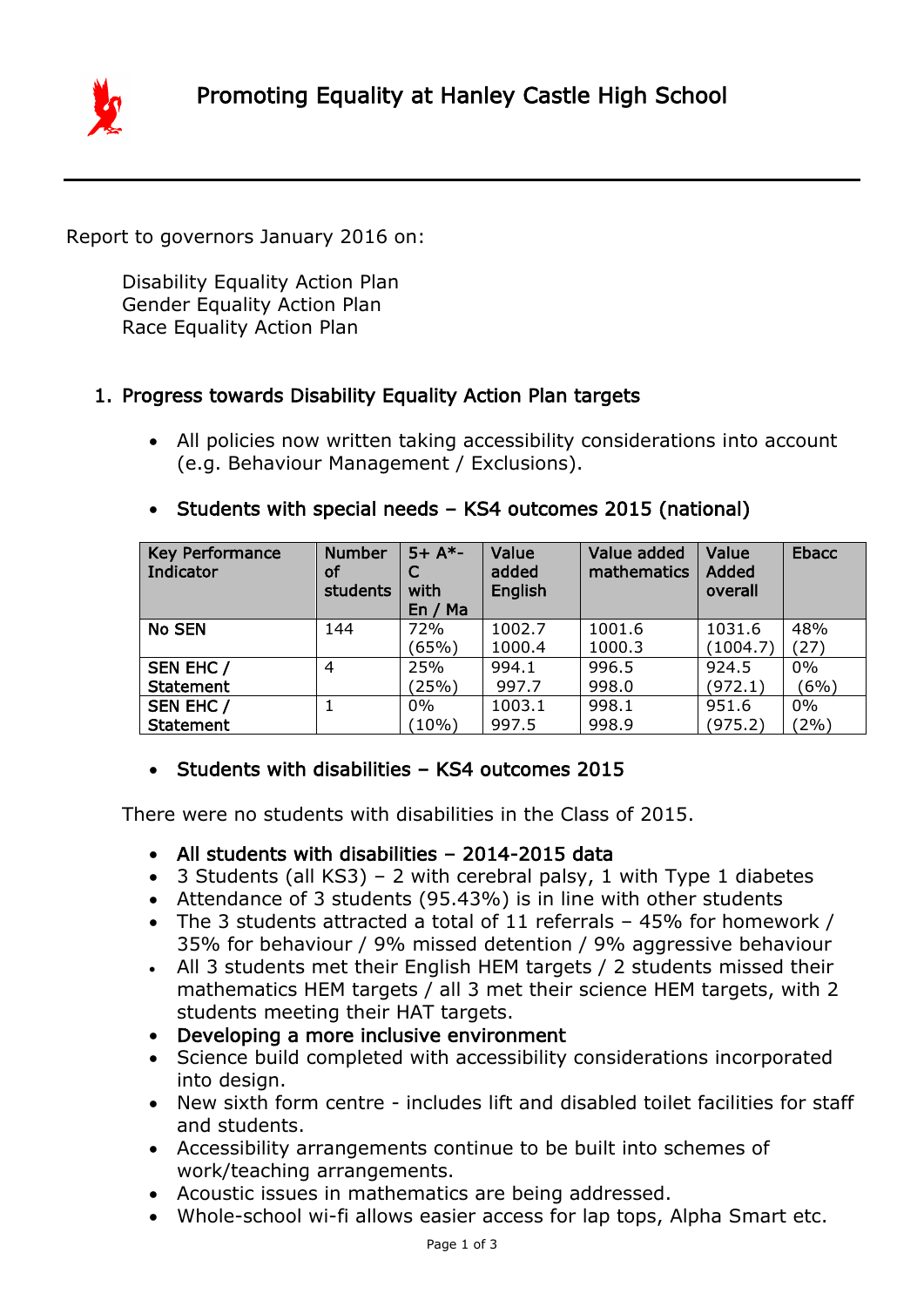# Promoting Equality at Hanley Castle High School

Report to governors January 2016 on:

Disability Equality Action Plan
Gender Equality Action Plan
Race Equality Action Plan

## 1. Progress towards Disability Equality Action Plan targets

- All policies now written taking accessibility considerations into account (e.g. Behaviour Management / Exclusions).

- **Students with special needs – KS4 outcomes 2015 (national)**

| Key Performance Indicator | Number of students | 5+ A*-C with En / Ma | Value added English | Value added mathematics | Value Added overall | Ebacc |
|---|---|---|---|---|---|---|
| No SEN | 144 | 72% (65%) | 1002.7 1000.4 | 1001.6 1000.3 | 1031.6 (1004.7) | 48% (27) |
| SEN EHC / Statement | 4 | 25% (25%) | 994.1 997.7 | 996.5 998.0 | 924.5 (972.1) | 0% (6%) |
| SEN EHC / Statement | 1 | 0% (10%) | 1003.1 997.5 | 998.1 998.9 | 951.6 (975.2) | 0% (2%) |

- **Students with disabilities – KS4 outcomes 2015**

There were no students with disabilities in the Class of 2015.

- **All students with disabilities – 2014-2015 data**
- 3 Students (all KS3) – 2 with cerebral palsy, 1 with Type 1 diabetes
- Attendance of 3 students (95.43%) is in line with other students
- The 3 students attracted a total of 11 referrals – 45% for homework / 35% for behaviour / 9% missed detention / 9% aggressive behaviour
- All 3 students met their English HEM targets / 2 students missed their mathematics HEM targets / all 3 met their science HEM targets, with 2 students meeting their HAT targets.
- **Developing a more inclusive environment**
- Science build completed with accessibility considerations incorporated into design.
- New sixth form centre - includes lift and disabled toilet facilities for staff and students.
- Accessibility arrangements continue to be built into schemes of work/teaching arrangements.
- Acoustic issues in mathematics are being addressed.
- Whole-school wi-fi allows easier access for lap tops, Alpha Smart etc.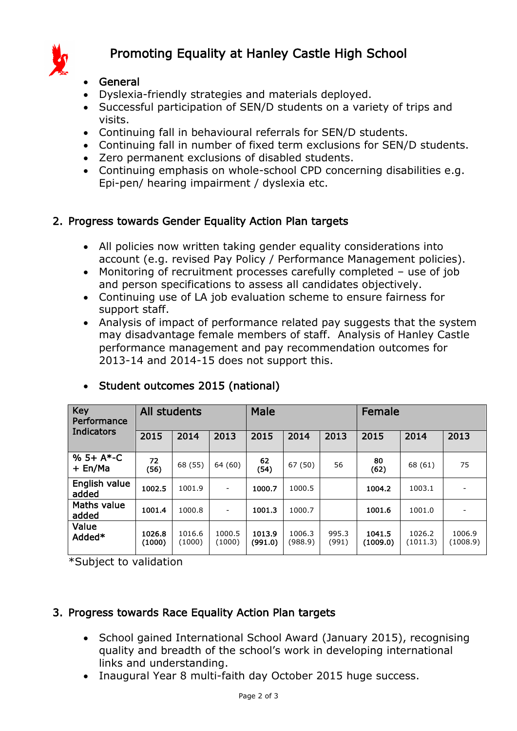# Promoting Equality at Hanley Castle High School

- General
- Dyslexia-friendly strategies and materials deployed.
- Successful participation of SEN/D students on a variety of trips and visits.
- Continuing fall in behavioural referrals for SEN/D students.
- Continuing fall in number of fixed term exclusions for SEN/D students.
- Zero permanent exclusions of disabled students.
- Continuing emphasis on whole-school CPD concerning disabilities e.g. Epi-pen/ hearing impairment / dyslexia etc.

## 2. Progress towards Gender Equality Action Plan targets

- All policies now written taking gender equality considerations into account (e.g. revised Pay Policy / Performance Management policies).
- Monitoring of recruitment processes carefully completed – use of job and person specifications to assess all candidates objectively.
- Continuing use of LA job evaluation scheme to ensure fairness for support staff.
- Analysis of impact of performance related pay suggests that the system may disadvantage female members of staff. Analysis of Hanley Castle performance management and pay recommendation outcomes for 2013-14 and 2014-15 does not support this.

- Student outcomes 2015 (national)

| Key Performance Indicators | All students | | | Male | | | Female | | |
|---|---|---|---|---|---|---|---|---|---|
| | 2015 | 2014 | 2013 | 2015 | 2014 | 2013 | 2015 | 2014 | 2013 |
| % 5+ A*-C + En/Ma | **72 (56)** | 68 (55) | 64 (60) | **62 (54)** | 67 (50) | 56 | **80 (62)** | 68 (61) | 75 |
| English value added | **1002.5** | 1001.9 | - | **1000.7** | 1000.5 | | **1004.2** | 1003.1 | - |
| Maths value added | **1001.4** | 1000.8 | - | **1001.3** | 1000.7 | | **1001.6** | 1001.0 | - |
| Value Added* | **1026.8 (1000)** | 1016.6 (1000) | 1000.5 (1000) | **1013.9 (991.0)** | 1006.3 (988.9) | 995.3 (991) | **1041.5 (1009.0)** | 1026.2 (1011.3) | 1006.9 (1008.9) |

*Subject to validation

## 3. Progress towards Race Equality Action Plan targets

- School gained International School Award (January 2015), recognising quality and breadth of the school's work in developing international links and understanding.
- Inaugural Year 8 multi-faith day October 2015 huge success.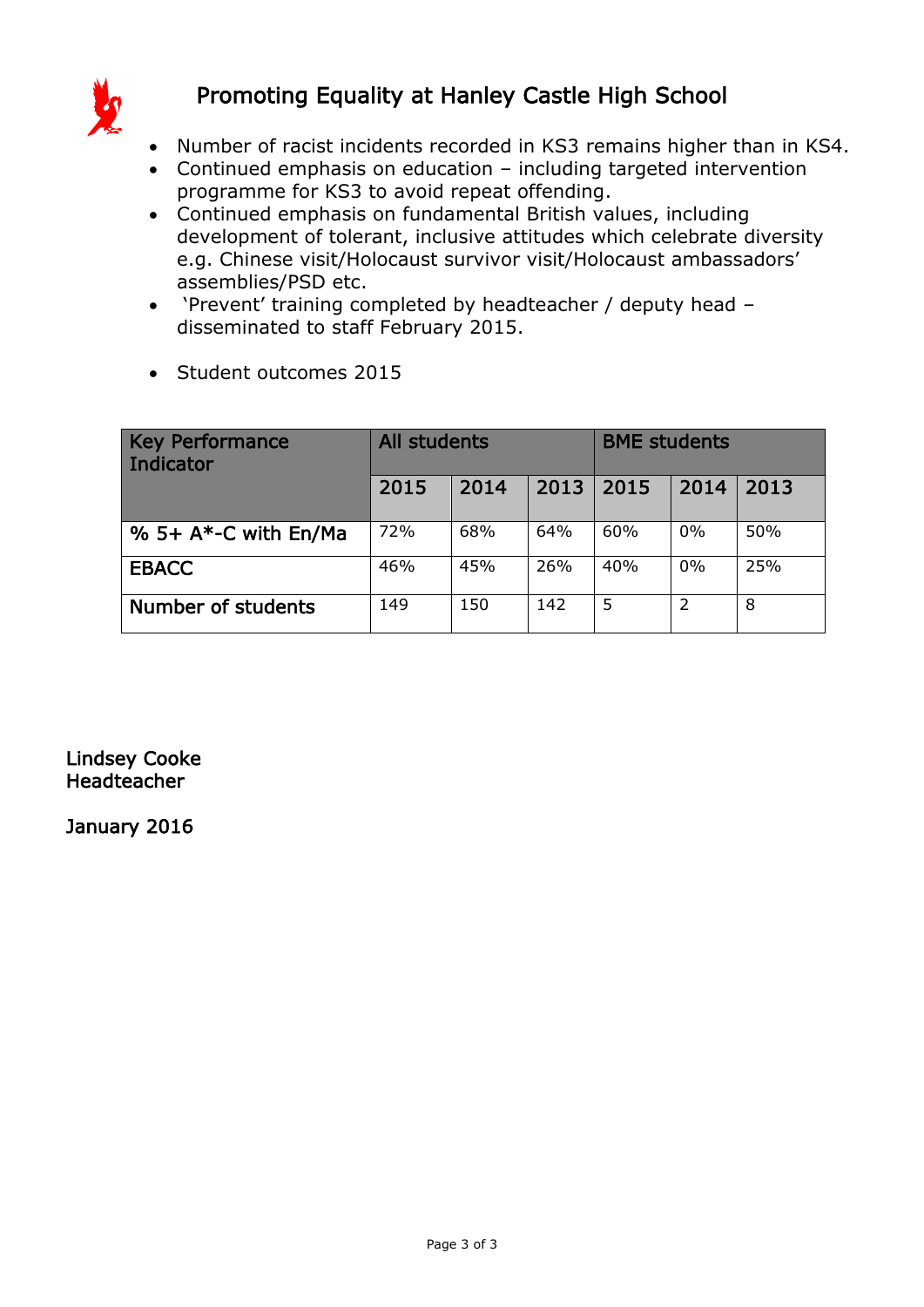# Promoting Equality at Hanley Castle High School

- Number of racist incidents recorded in KS3 remains higher than in KS4.
- Continued emphasis on education – including targeted intervention programme for KS3 to avoid repeat offending.
- Continued emphasis on fundamental British values, including development of tolerant, inclusive attitudes which celebrate diversity e.g. Chinese visit/Holocaust survivor visit/Holocaust ambassadors' assemblies/PSD etc.
- 'Prevent' training completed by headteacher / deputy head – disseminated to staff February 2015.

- Student outcomes 2015

| Key Performance Indicator | All students | | | BME students | | |
|---|---|---|---|---|---|---|
| | 2015 | 2014 | 2013 | 2015 | 2014 | 2013 |
| % 5+ A*-C with En/Ma | 72% | 68% | 64% | 60% | 0% | 50% |
| EBACC | 46% | 45% | 26% | 40% | 0% | 25% |
| Number of students | 149 | 150 | 142 | 5 | 2 | 8 |

Lindsey Cooke
Headteacher

January 2016